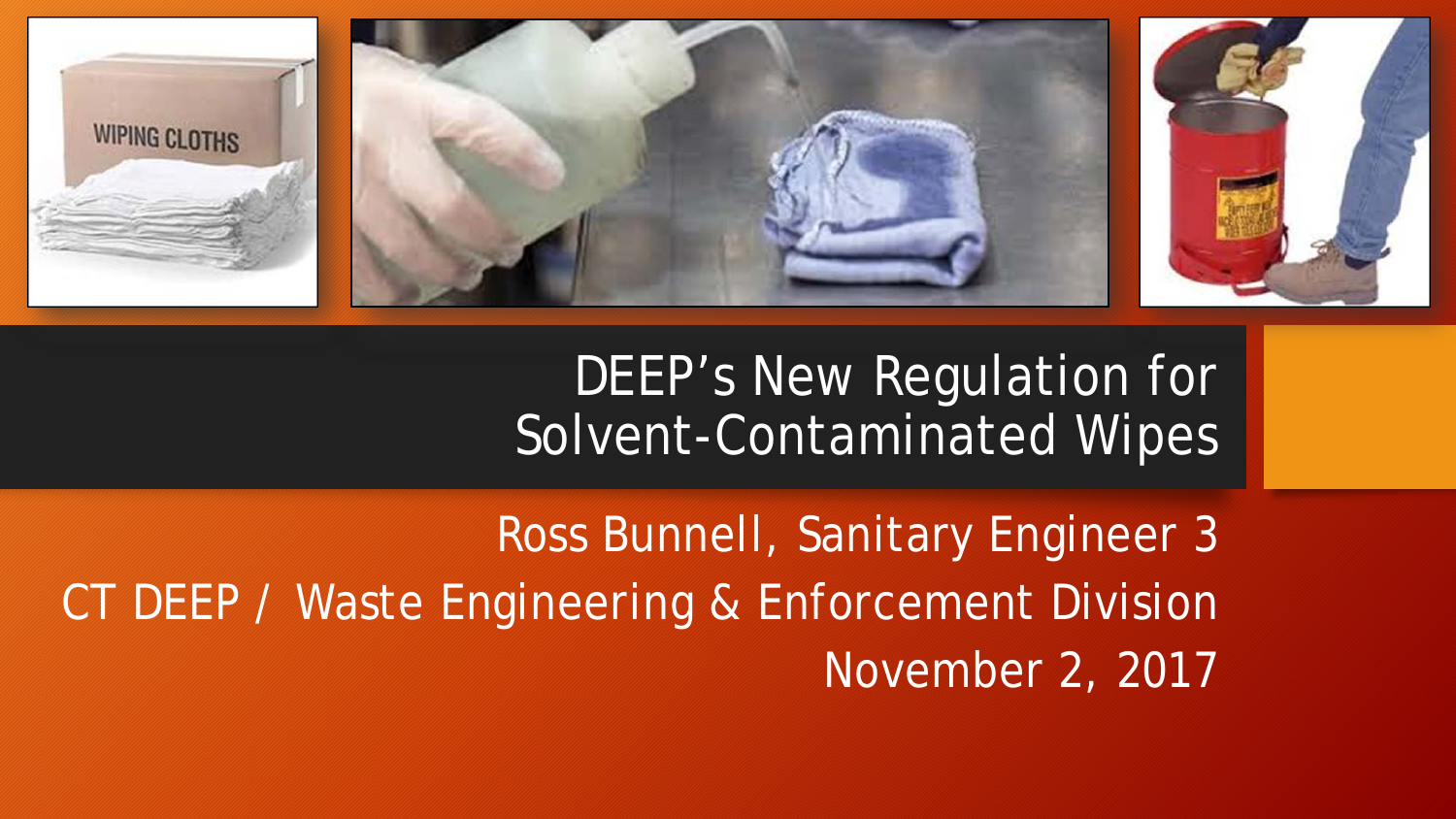# DEEP's New Regulation for Solvent-Contaminated Wipes

Ross Bunnell, Sanitary Engineer 3

CT DEEP / Waste Engineering & Enforcement Division

November 2, 2017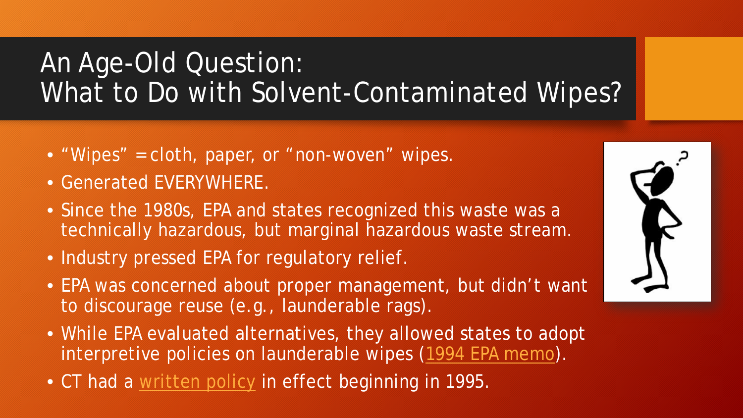# An Age-Old Question: What to Do with Solvent-Contaminated Wipes?

- "Wipes" = cloth, paper, or "non-woven" wipes.
- Generated EVERYWHERE.
- Since the 1980s, EPA and states recognized this waste was a technically hazardous, but marginal hazardous waste stream.
- Industry pressed EPA for regulatory relief.
- EPA was concerned about proper management, but didn't want to discourage reuse (e.g., launderable rags).
- While EPA evaluated alternatives, they allowed states to adopt interpretive policies on launderable wipes (1994 EPA memo).
- CT had a written policy in effect beginning in 1995.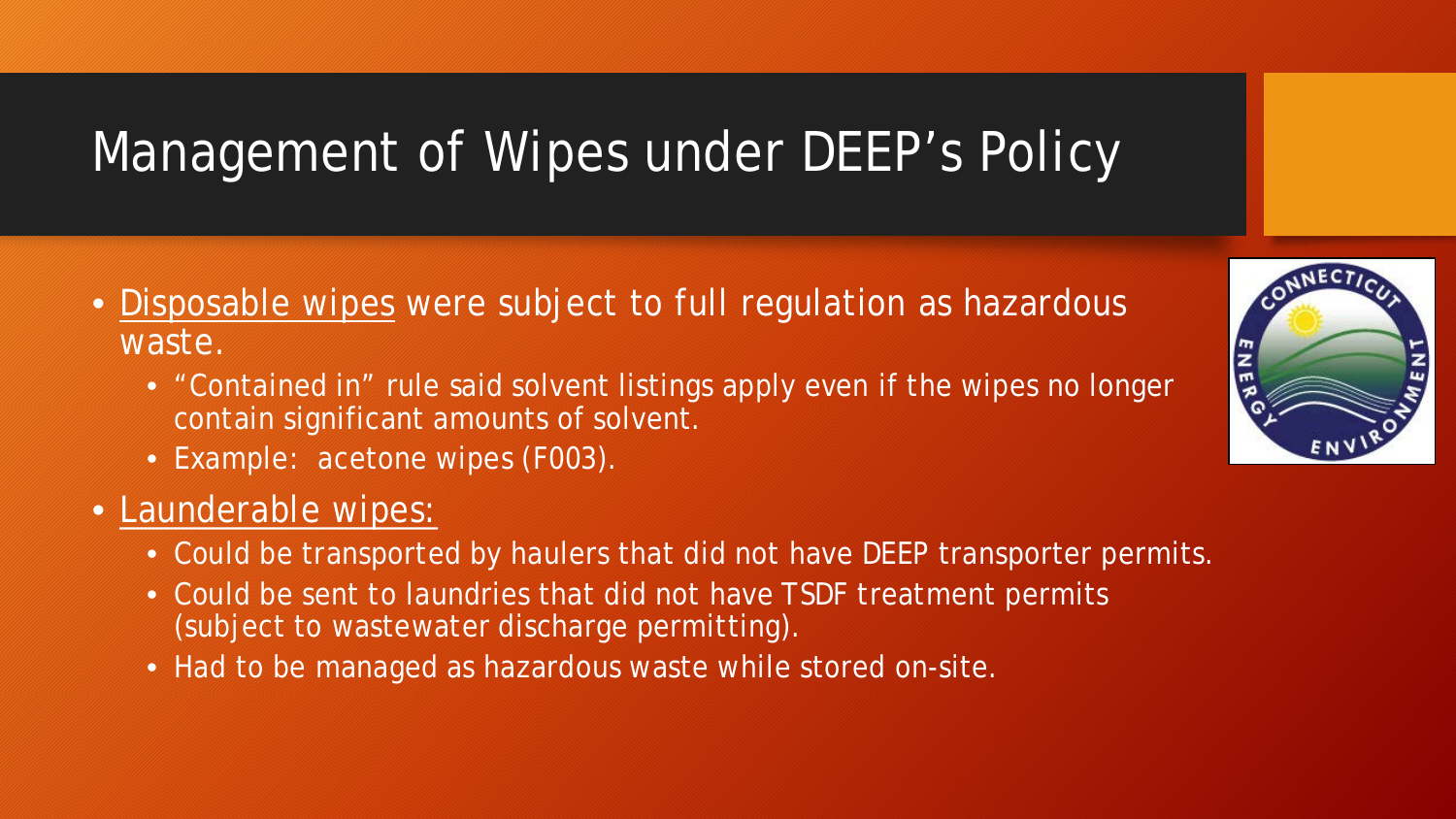# Management of Wipes under DEEP's Policy

- Disposable wipes were subject to full regulation as hazardous waste.
  - "Contained in" rule said solvent listings apply even if the wipes no longer contain significant amounts of solvent.
  - Example: acetone wipes (F003).
- Launderable wipes:
  - Could be transported by haulers that did not have DEEP transporter permits.
  - Could be sent to laundries that did not have TSDF treatment permits (subject to wastewater discharge permitting).
  - Had to be managed as hazardous waste while stored on-site.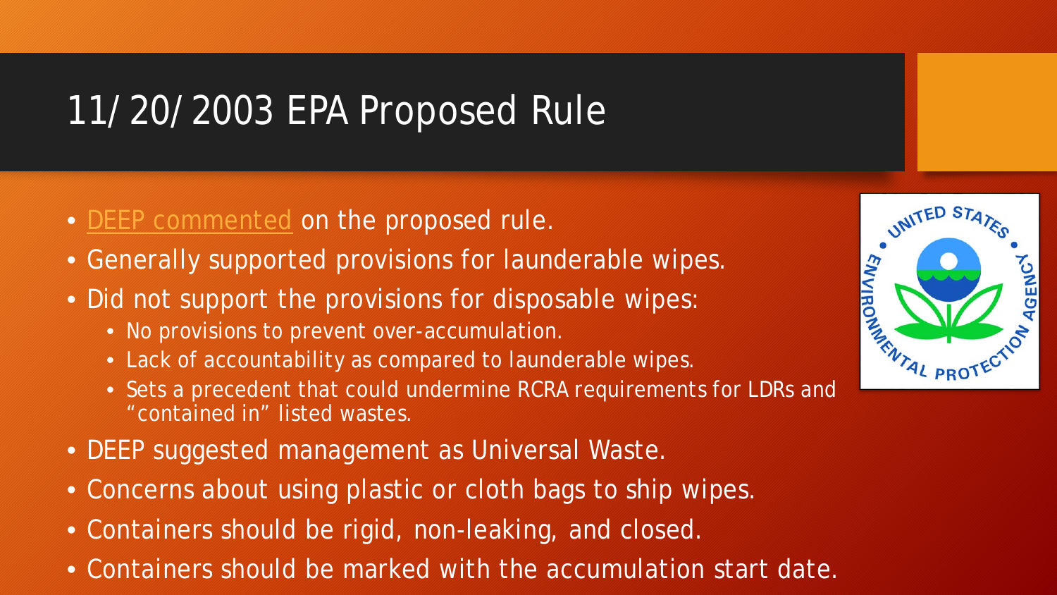# 11/20/2003 EPA Proposed Rule

- DEEP commented on the proposed rule.
- Generally supported provisions for launderable wipes.
- Did not support the provisions for disposable wipes:
  - No provisions to prevent over-accumulation.
  - Lack of accountability as compared to launderable wipes.
  - Sets a precedent that could undermine RCRA requirements for LDRs and "contained in" listed wastes.
- DEEP suggested management as Universal Waste.
- Concerns about using plastic or cloth bags to ship wipes.
- Containers should be rigid, non-leaking, and closed.
- Containers should be marked with the accumulation start date.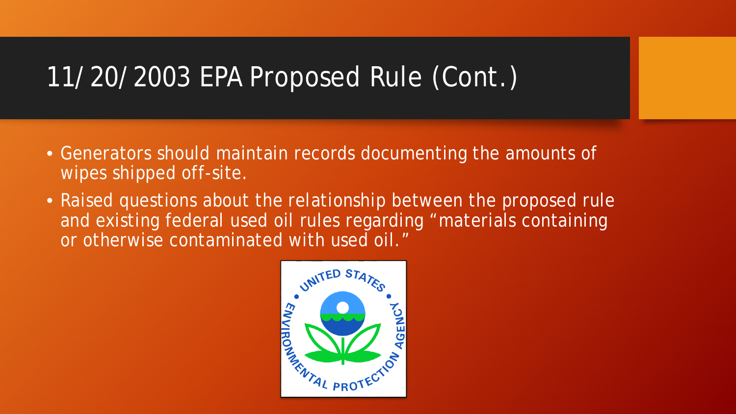# 11/20/2003 EPA Proposed Rule (Cont.)

- Generators should maintain records documenting the amounts of wipes shipped off-site.
- Raised questions about the relationship between the proposed rule and existing federal used oil rules regarding "materials containing or otherwise contaminated with used oil."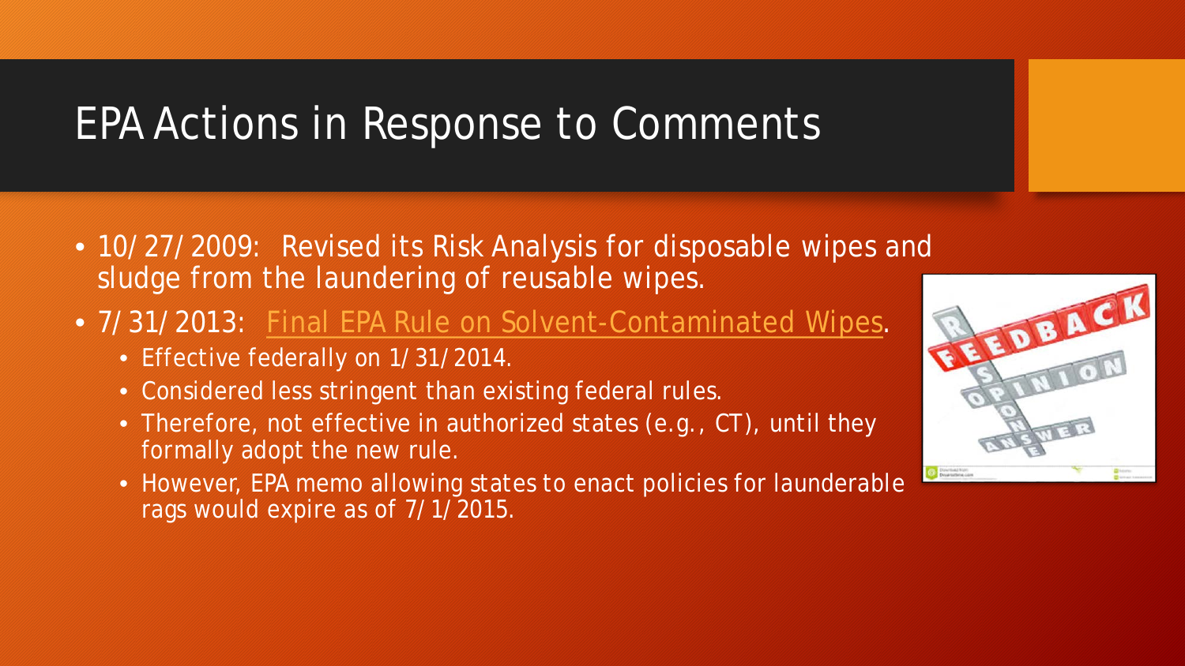# EPA Actions in Response to Comments

- 10/27/2009: Revised its Risk Analysis for disposable wipes and sludge from the laundering of reusable wipes.
- 7/31/2013: Final EPA Rule on Solvent-Contaminated Wipes.
  - Effective federally on 1/31/2014.
  - Considered less stringent than existing federal rules.
  - Therefore, not effective in authorized states (e.g., CT), until they formally adopt the new rule.
  - However, EPA memo allowing states to enact policies for launderable rags would expire as of 7/1/2015.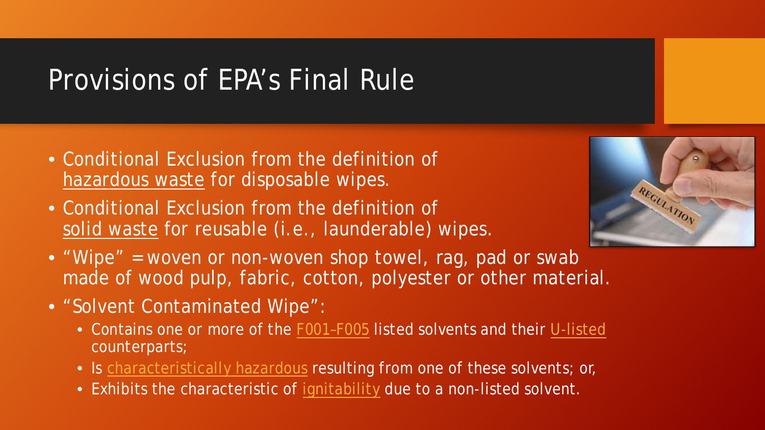# Provisions of EPA's Final Rule

- Conditional Exclusion from the definition of hazardous waste for disposable wipes.
- Conditional Exclusion from the definition of solid waste for reusable (i.e., launderable) wipes.
- "Wipe" = woven or non-woven shop towel, rag, pad or swab made of wood pulp, fabric, cotton, polyester or other material.
- "Solvent Contaminated Wipe":
  - Contains one or more of the F001–F005 listed solvents and their U-listed counterparts;
  - Is characteristically hazardous resulting from one of these solvents; or,
  - Exhibits the characteristic of ignitability due to a non-listed solvent.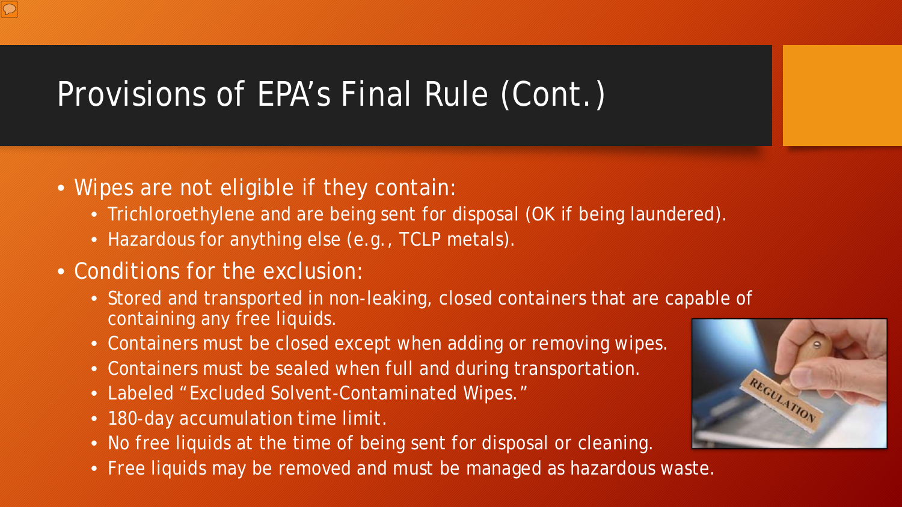# Provisions of EPA's Final Rule (Cont.)

- Wipes are not eligible if they contain:
  - Trichloroethylene and are being sent for disposal (OK if being laundered).
  - Hazardous for anything else (e.g., TCLP metals).
- Conditions for the exclusion:
  - Stored and transported in non-leaking, closed containers that are capable of containing any free liquids.
  - Containers must be closed except when adding or removing wipes.
  - Containers must be sealed when full and during transportation.
  - Labeled "Excluded Solvent-Contaminated Wipes."
  - 180-day accumulation time limit.
  - No free liquids at the time of being sent for disposal or cleaning.
  - Free liquids may be removed and must be managed as hazardous waste.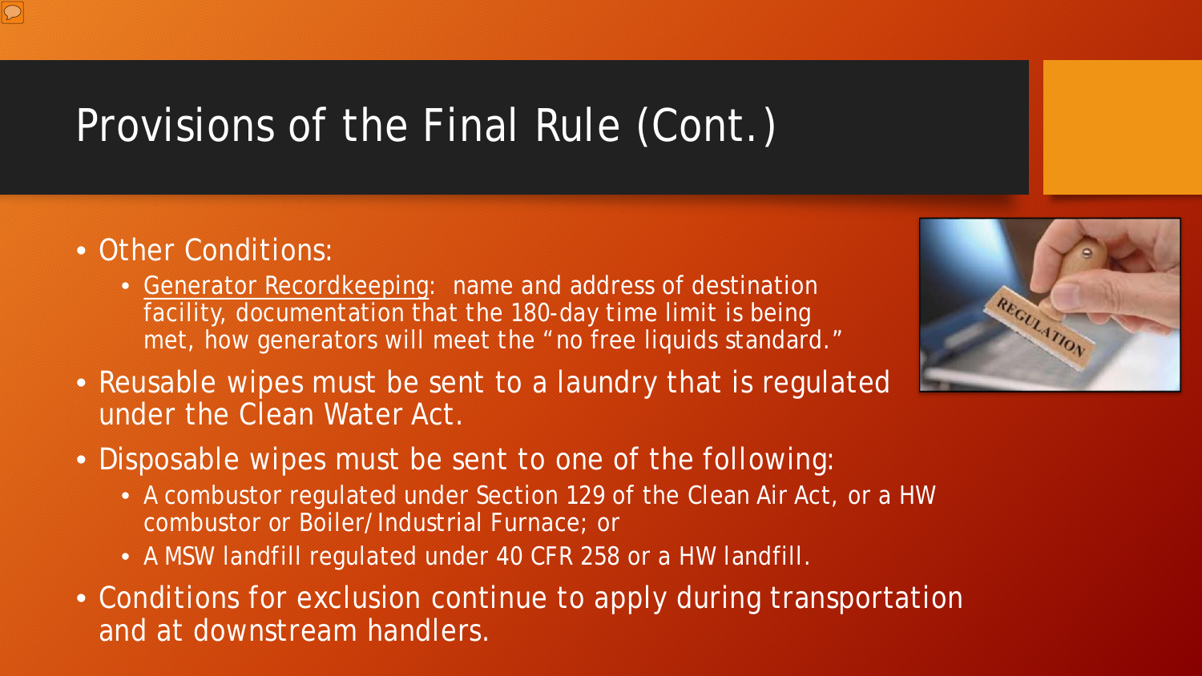# Provisions of the Final Rule (Cont.)

- Other Conditions:
  - Generator Recordkeeping: name and address of destination facility, documentation that the 180-day time limit is being met, how generators will meet the "no free liquids standard."
- Reusable wipes must be sent to a laundry that is regulated under the Clean Water Act.
- Disposable wipes must be sent to one of the following:
  - A combustor regulated under Section 129 of the Clean Air Act, or a HW combustor or Boiler/Industrial Furnace; or
  - A MSW landfill regulated under 40 CFR 258 or a HW landfill.
- Conditions for exclusion continue to apply during transportation and at downstream handlers.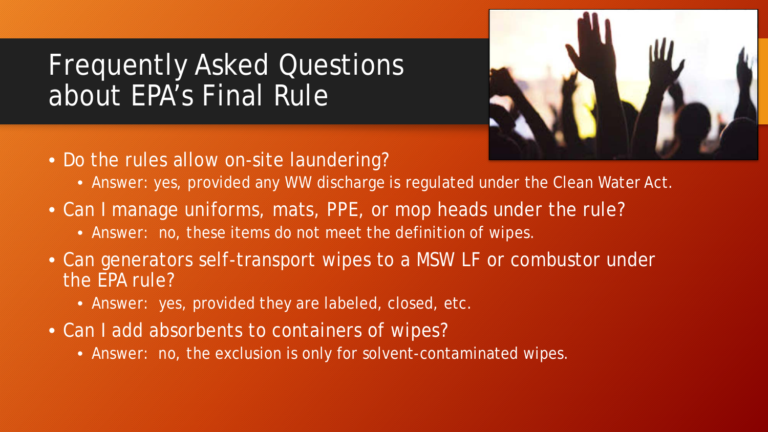# Frequently Asked Questions about EPA's Final Rule

- Do the rules allow on-site laundering?
  - Answer: yes, provided any WW discharge is regulated under the Clean Water Act.
- Can I manage uniforms, mats, PPE, or mop heads under the rule?
  - Answer: no, these items do not meet the definition of wipes.
- Can generators self-transport wipes to a MSW LF or combustor under the EPA rule?
  - Answer: yes, provided they are labeled, closed, etc.
- Can I add absorbents to containers of wipes?
  - Answer: no, the exclusion is only for solvent-contaminated wipes.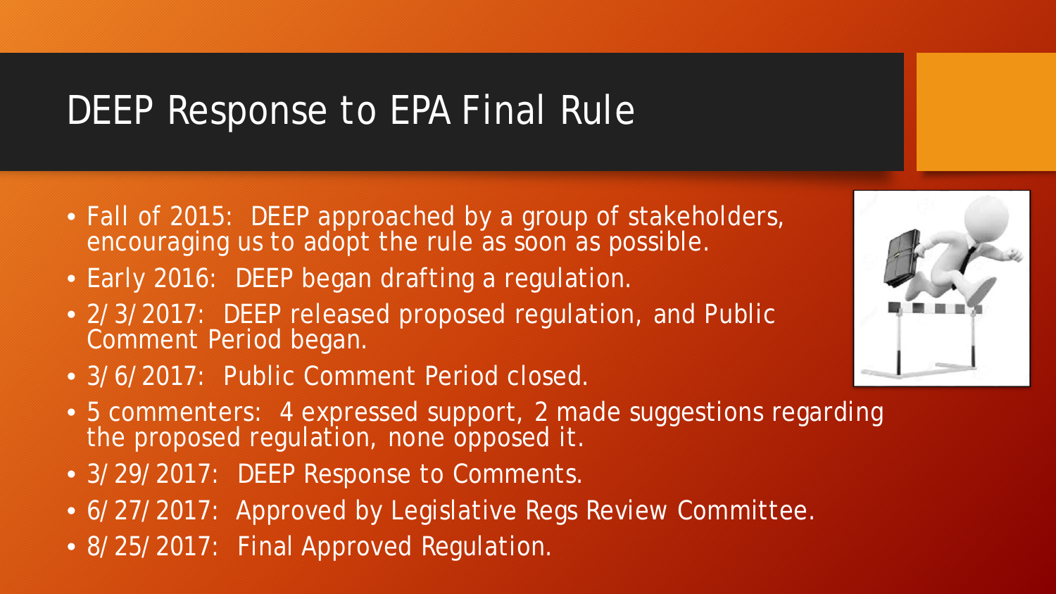# DEEP Response to EPA Final Rule

- Fall of 2015: DEEP approached by a group of stakeholders, encouraging us to adopt the rule as soon as possible.
- Early 2016: DEEP began drafting a regulation.
- 2/3/2017: DEEP released proposed regulation, and Public Comment Period began.
- 3/6/2017: Public Comment Period closed.
- 5 commenters: 4 expressed support, 2 made suggestions regarding the proposed regulation, none opposed it.
- 3/29/2017: DEEP Response to Comments.
- 6/27/2017: Approved by Legislative Regs Review Committee.
- 8/25/2017: Final Approved Regulation.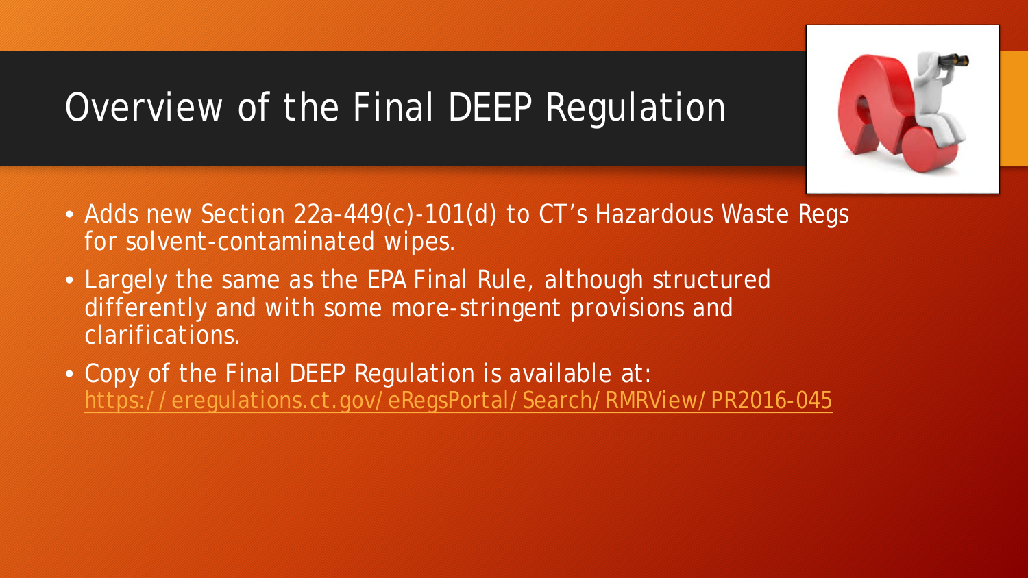# Overview of the Final DEEP Regulation

- Adds new Section 22a-449(c)-101(d) to CT's Hazardous Waste Regs for solvent-contaminated wipes.
- Largely the same as the EPA Final Rule, although structured differently and with some more-stringent provisions and clarifications.
- Copy of the Final DEEP Regulation is available at: https://eregulations.ct.gov/eRegsPortal/Search/RMRView/PR2016-045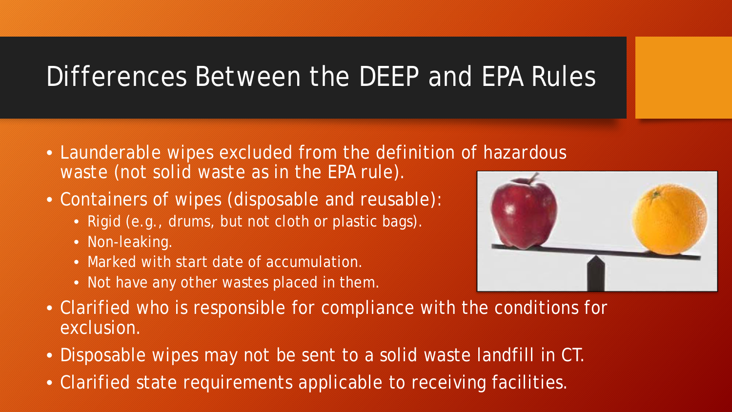# Differences Between the DEEP and EPA Rules

- Launderable wipes excluded from the definition of hazardous waste (not solid waste as in the EPA rule).
- Containers of wipes (disposable and reusable):
  - Rigid (e.g., drums, but not cloth or plastic bags).
  - Non-leaking.
  - Marked with start date of accumulation.
  - Not have any other wastes placed in them.
- Clarified who is responsible for compliance with the conditions for exclusion.
- Disposable wipes may not be sent to a solid waste landfill in CT.
- Clarified state requirements applicable to receiving facilities.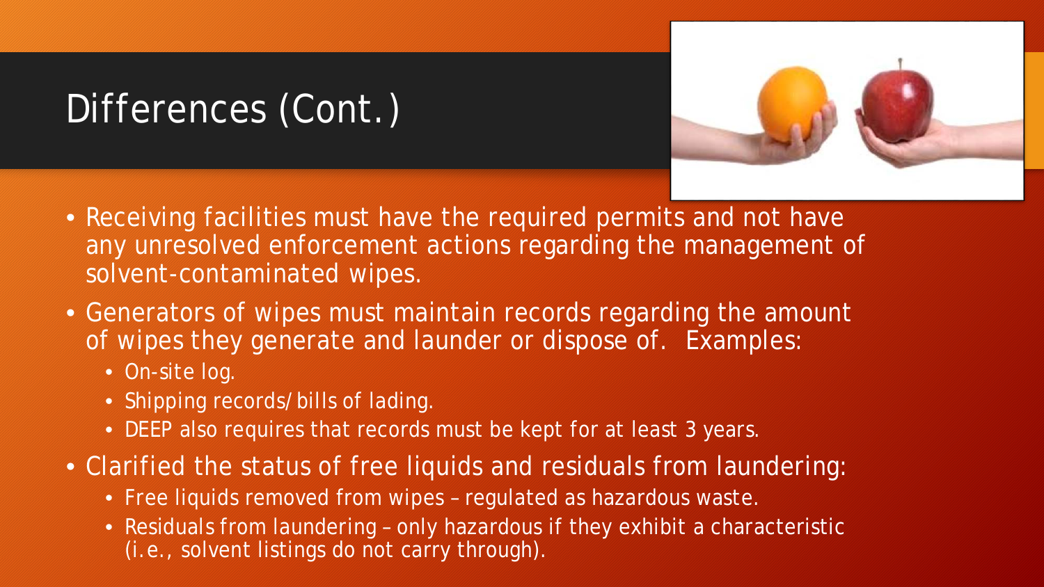# Differences (Cont.)

- Receiving facilities must have the required permits and not have any unresolved enforcement actions regarding the management of solvent-contaminated wipes.
- Generators of wipes must maintain records regarding the amount of wipes they generate and launder or dispose of. Examples:
  - On-site log.
  - Shipping records/bills of lading.
  - DEEP also requires that records must be kept for at least 3 years.
- Clarified the status of free liquids and residuals from laundering:
  - Free liquids removed from wipes – regulated as hazardous waste.
  - Residuals from laundering – only hazardous if they exhibit a characteristic (i.e., solvent listings do not carry through).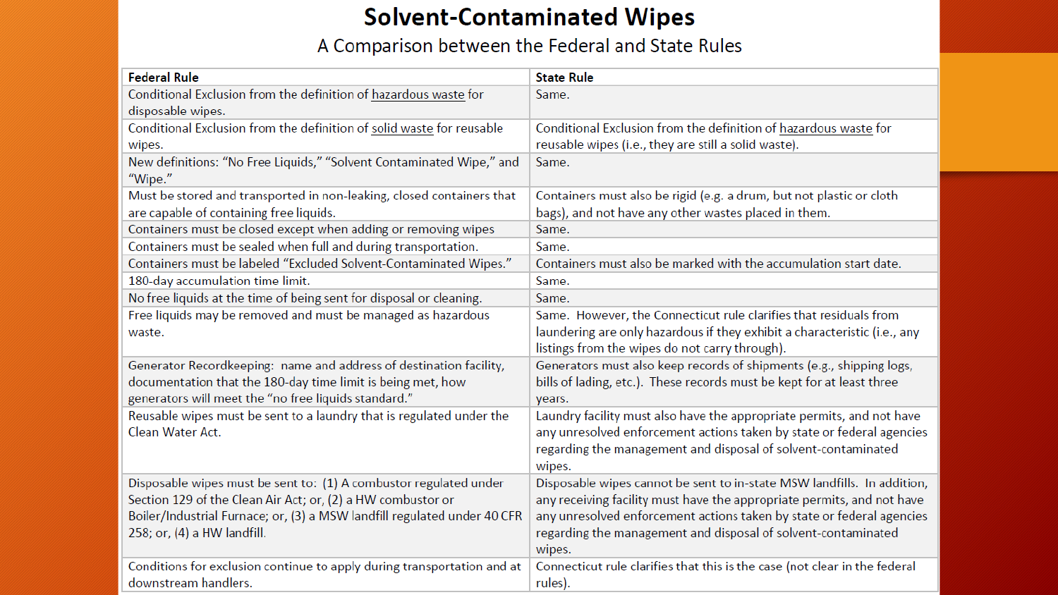# Solvent-Contaminated Wipes

A Comparison between the Federal and State Rules

| Federal Rule | State Rule |
|---|---|
| Conditional Exclusion from the definition of hazardous waste for disposable wipes. | Same. |
| Conditional Exclusion from the definition of solid waste for reusable wipes. | Conditional Exclusion from the definition of hazardous waste for reusable wipes (i.e., they are still a solid waste). |
| New definitions: "No Free Liquids," "Solvent Contaminated Wipe," and "Wipe." | Same. |
| Must be stored and transported in non-leaking, closed containers that are capable of containing free liquids. | Containers must also be rigid (e.g. a drum, but not plastic or cloth bags), and not have any other wastes placed in them. |
| Containers must be closed except when adding or removing wipes | Same. |
| Containers must be sealed when full and during transportation. | Same. |
| Containers must be labeled "Excluded Solvent-Contaminated Wipes." | Containers must also be marked with the accumulation start date. |
| 180-day accumulation time limit. | Same. |
| No free liquids at the time of being sent for disposal or cleaning. | Same. |
| Free liquids may be removed and must be managed as hazardous waste. | Same. However, the Connecticut rule clarifies that residuals from laundering are only hazardous if they exhibit a characteristic (i.e., any listings from the wipes do not carry through). |
| Generator Recordkeeping: name and address of destination facility, documentation that the 180-day time limit is being met, how generators will meet the "no free liquids standard." | Generators must also keep records of shipments (e.g., shipping logs, bills of lading, etc.). These records must be kept for at least three years. |
| Reusable wipes must be sent to a laundry that is regulated under the Clean Water Act. | Laundry facility must also have the appropriate permits, and not have any unresolved enforcement actions taken by state or federal agencies regarding the management and disposal of solvent-contaminated wipes. |
| Disposable wipes must be sent to: (1) A combustor regulated under Section 129 of the Clean Air Act; or, (2) a HW combustor or Boiler/Industrial Furnace; or, (3) a MSW landfill regulated under 40 CFR 258; or, (4) a HW landfill. | Disposable wipes cannot be sent to in-state MSW landfills. In addition, any receiving facility must have the appropriate permits, and not have any unresolved enforcement actions taken by state or federal agencies regarding the management and disposal of solvent-contaminated wipes. |
| Conditions for exclusion continue to apply during transportation and at downstream handlers. | Connecticut rule clarifies that this is the case (not clear in the federal rules). |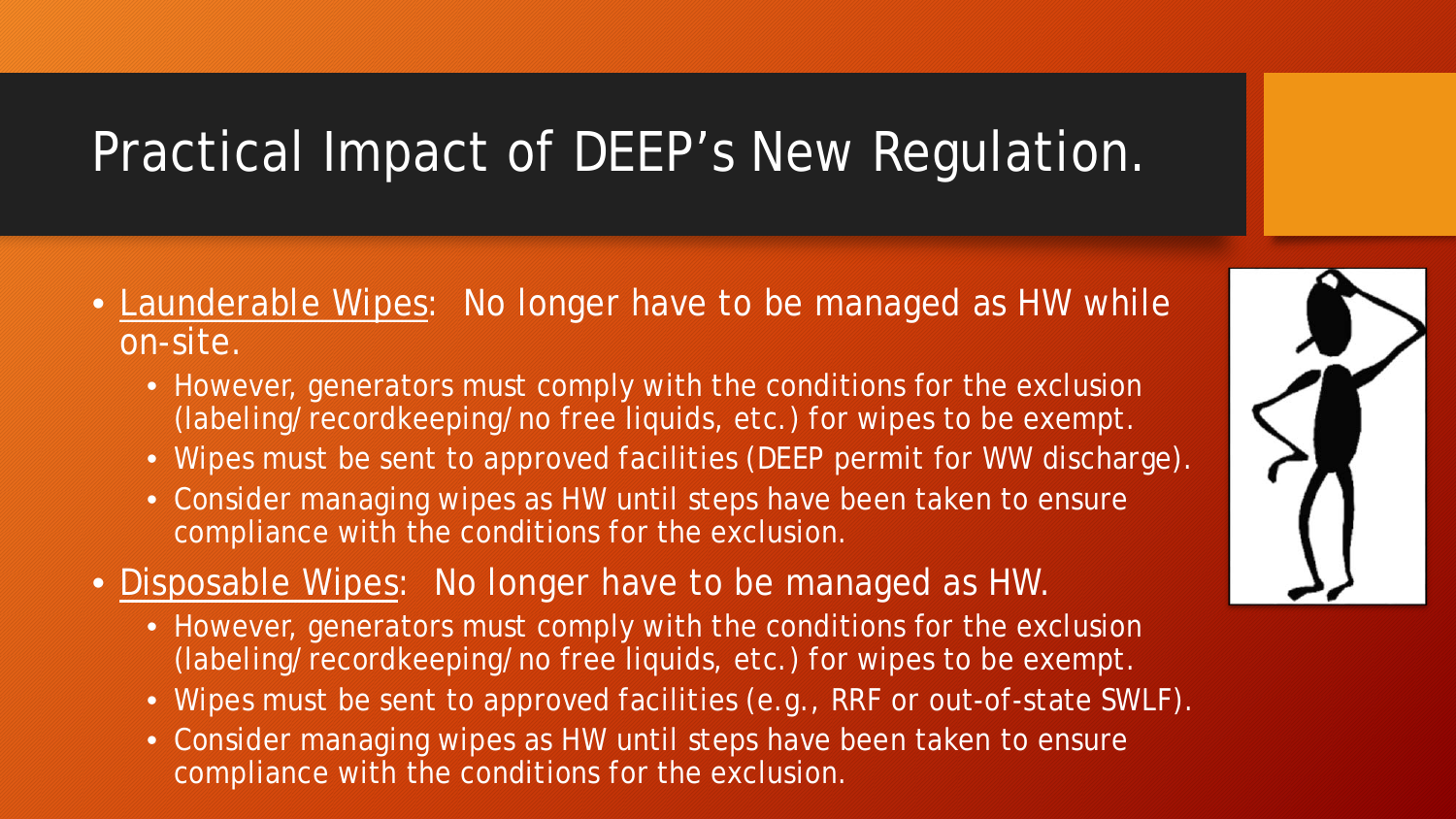# Practical Impact of DEEP's New Regulation.

- Launderable Wipes: No longer have to be managed as HW while on-site.
  - However, generators must comply with the conditions for the exclusion (labeling/recordkeeping/no free liquids, etc.) for wipes to be exempt.
  - Wipes must be sent to approved facilities (DEEP permit for WW discharge).
  - Consider managing wipes as HW until steps have been taken to ensure compliance with the conditions for the exclusion.
- Disposable Wipes: No longer have to be managed as HW.
  - However, generators must comply with the conditions for the exclusion (labeling/recordkeeping/no free liquids, etc.) for wipes to be exempt.
  - Wipes must be sent to approved facilities (e.g., RRF or out-of-state SWLF).
  - Consider managing wipes as HW until steps have been taken to ensure compliance with the conditions for the exclusion.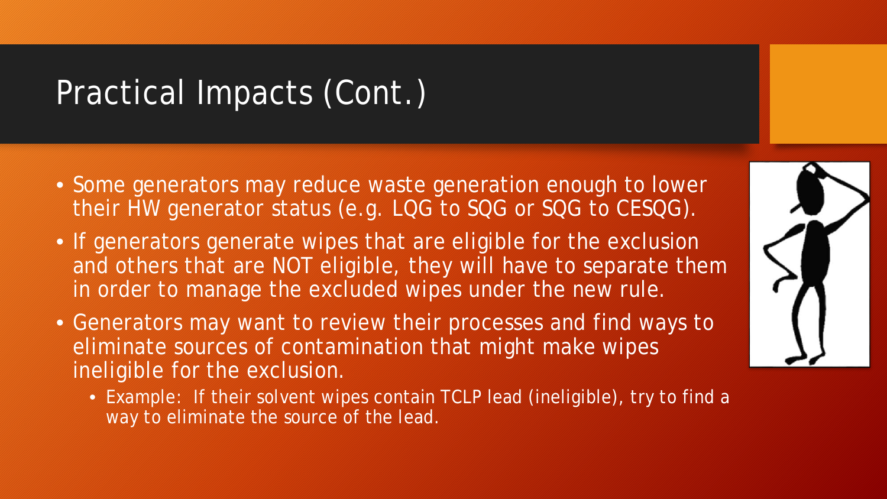# Practical Impacts (Cont.)

- Some generators may reduce waste generation enough to lower their HW generator status (e.g. LQG to SQG or SQG to CESQG).
- If generators generate wipes that are eligible for the exclusion and others that are NOT eligible, they will have to separate them in order to manage the excluded wipes under the new rule.
- Generators may want to review their processes and find ways to eliminate sources of contamination that might make wipes ineligible for the exclusion.
  - Example: If their solvent wipes contain TCLP lead (ineligible), try to find a way to eliminate the source of the lead.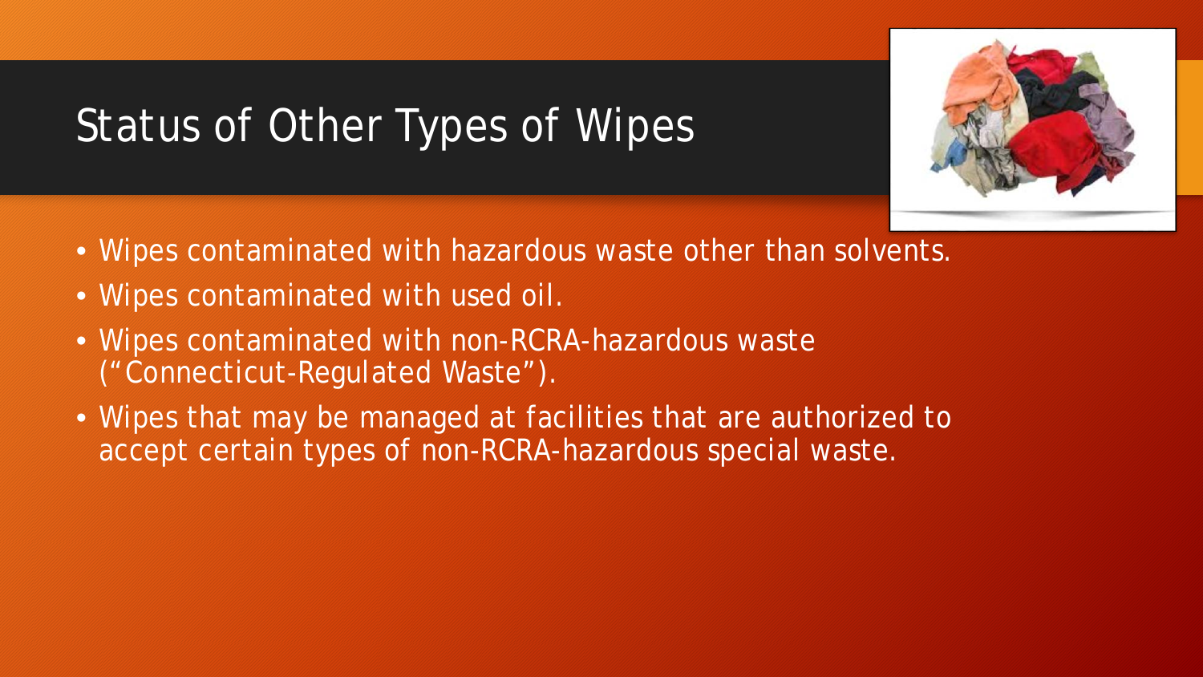# Status of Other Types of Wipes

- Wipes contaminated with hazardous waste other than solvents.
- Wipes contaminated with used oil.
- Wipes contaminated with non-RCRA-hazardous waste ("Connecticut-Regulated Waste").
- Wipes that may be managed at facilities that are authorized to accept certain types of non-RCRA-hazardous special waste.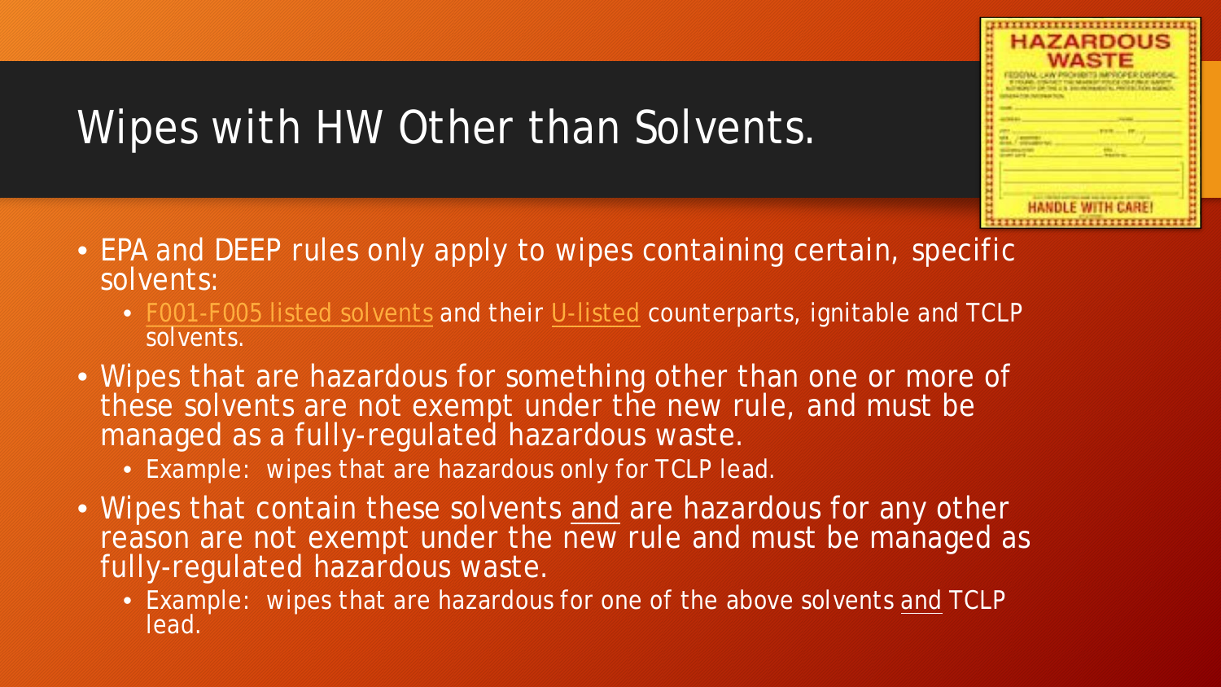# Wipes with HW Other than Solvents.

- EPA and DEEP rules only apply to wipes containing certain, specific solvents:
  - F001-F005 listed solvents and their U-listed counterparts, ignitable and TCLP solvents.
- Wipes that are hazardous for something other than one or more of these solvents are not exempt under the new rule, and must be managed as a fully-regulated hazardous waste.
  - Example: wipes that are hazardous only for TCLP lead.
- Wipes that contain these solvents <u>and</u> are hazardous for any other reason are not exempt under the new rule and must be managed as fully-regulated hazardous waste.
  - Example: wipes that are hazardous for one of the above solvents <u>and</u> TCLP lead.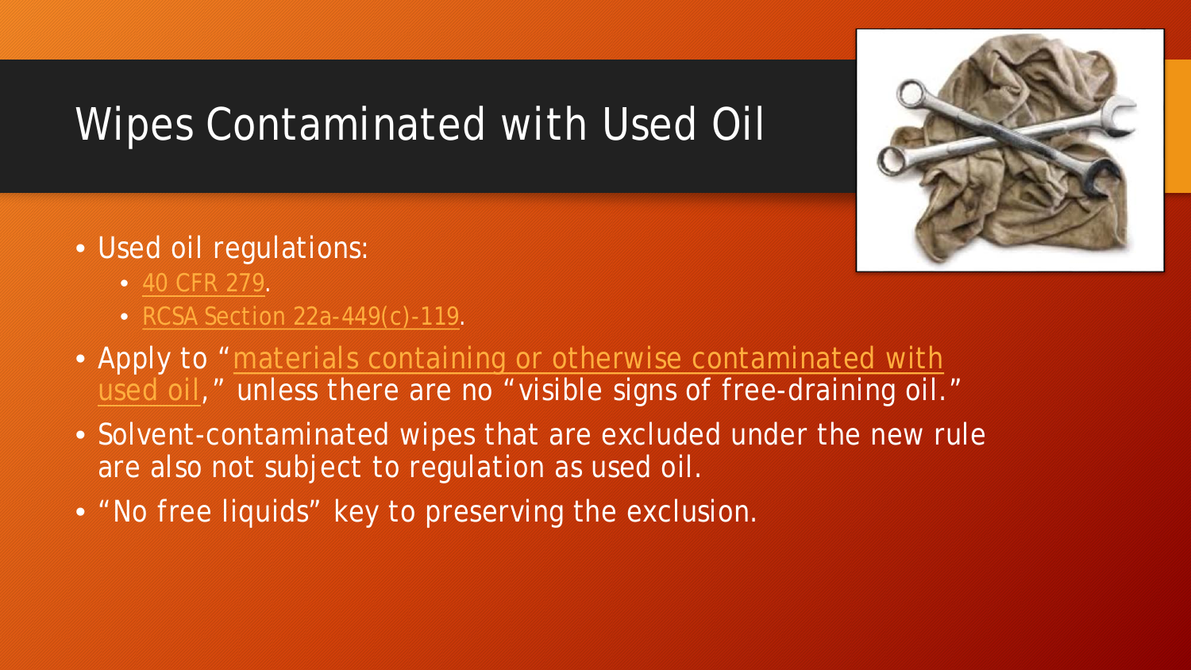# Wipes Contaminated with Used Oil

- Used oil regulations:
  - 40 CFR 279.
  - RCSA Section 22a-449(c)-119.
- Apply to "materials containing or otherwise contaminated with used oil," unless there are no "visible signs of free-draining oil."
- Solvent-contaminated wipes that are excluded under the new rule are also not subject to regulation as used oil.
- "No free liquids" key to preserving the exclusion.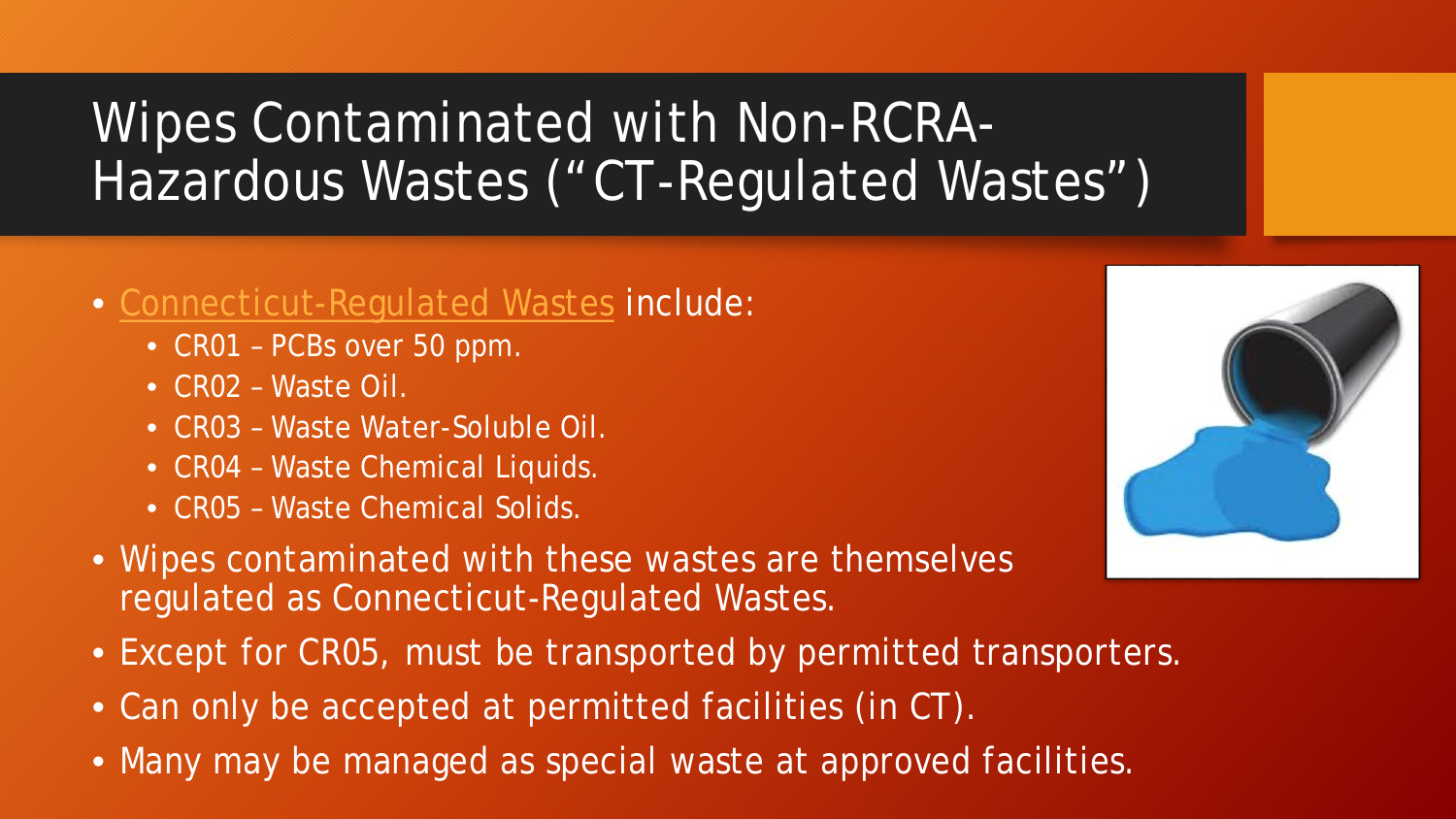# Wipes Contaminated with Non-RCRA-Hazardous Wastes ("CT-Regulated Wastes")

- Connecticut-Regulated Wastes include:
  - CR01 – PCBs over 50 ppm.
  - CR02 – Waste Oil.
  - CR03 – Waste Water-Soluble Oil.
  - CR04 – Waste Chemical Liquids.
  - CR05 – Waste Chemical Solids.
- Wipes contaminated with these wastes are themselves regulated as Connecticut-Regulated Wastes.
- Except for CR05, must be transported by permitted transporters.
- Can only be accepted at permitted facilities (in CT).
- Many may be managed as special waste at approved facilities.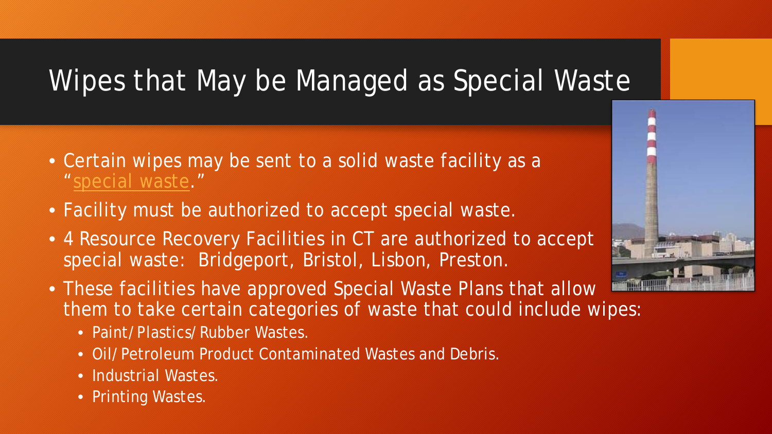# Wipes that May be Managed as Special Waste

- Certain wipes may be sent to a solid waste facility as a "special waste."
- Facility must be authorized to accept special waste.
- 4 Resource Recovery Facilities in CT are authorized to accept special waste: Bridgeport, Bristol, Lisbon, Preston.
- These facilities have approved Special Waste Plans that allow them to take certain categories of waste that could include wipes:
  - Paint/Plastics/Rubber Wastes.
  - Oil/Petroleum Product Contaminated Wastes and Debris.
  - Industrial Wastes.
  - Printing Wastes.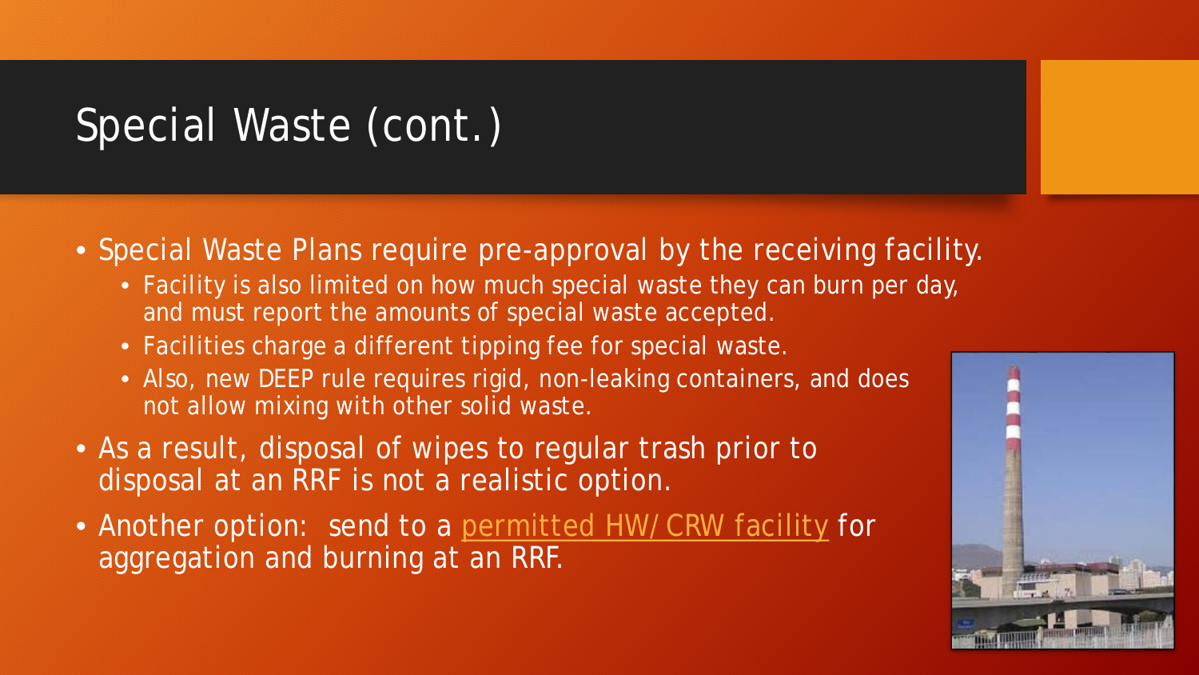# Special Waste (cont.)

- Special Waste Plans require pre-approval by the receiving facility.
  - Facility is also limited on how much special waste they can burn per day, and must report the amounts of special waste accepted.
  - Facilities charge a different tipping fee for special waste.
  - Also, new DEEP rule requires rigid, non-leaking containers, and does not allow mixing with other solid waste.
- As a result, disposal of wipes to regular trash prior to disposal at an RRF is not a realistic option.
- Another option: send to a permitted HW/CRW facility for aggregation and burning at an RRF.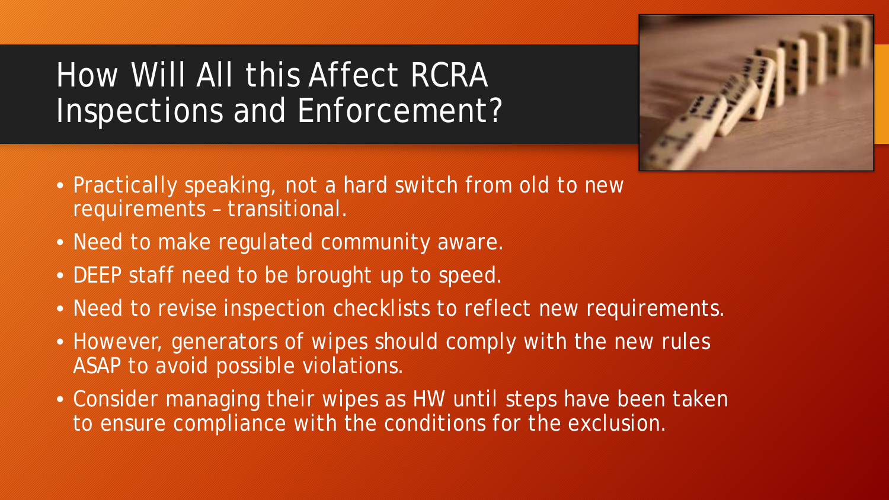# How Will All this Affect RCRA Inspections and Enforcement?

- Practically speaking, not a hard switch from old to new requirements – transitional.
- Need to make regulated community aware.
- DEEP staff need to be brought up to speed.
- Need to revise inspection checklists to reflect new requirements.
- However, generators of wipes should comply with the new rules ASAP to avoid possible violations.
- Consider managing their wipes as HW until steps have been taken to ensure compliance with the conditions for the exclusion.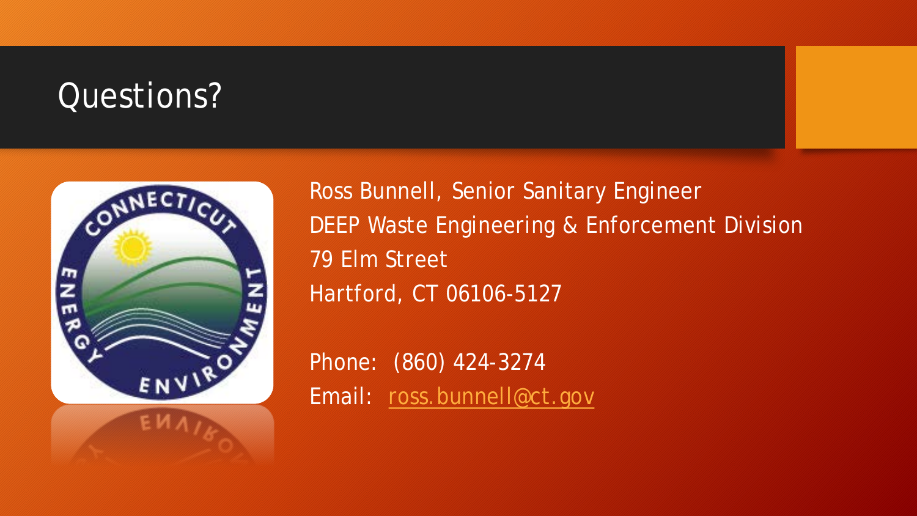# Questions?

Ross Bunnell, Senior Sanitary Engineer
DEEP Waste Engineering & Enforcement Division
79 Elm Street
Hartford, CT 06106-5127

Phone: (860) 424-3274
Email: ross.bunnell@ct.gov